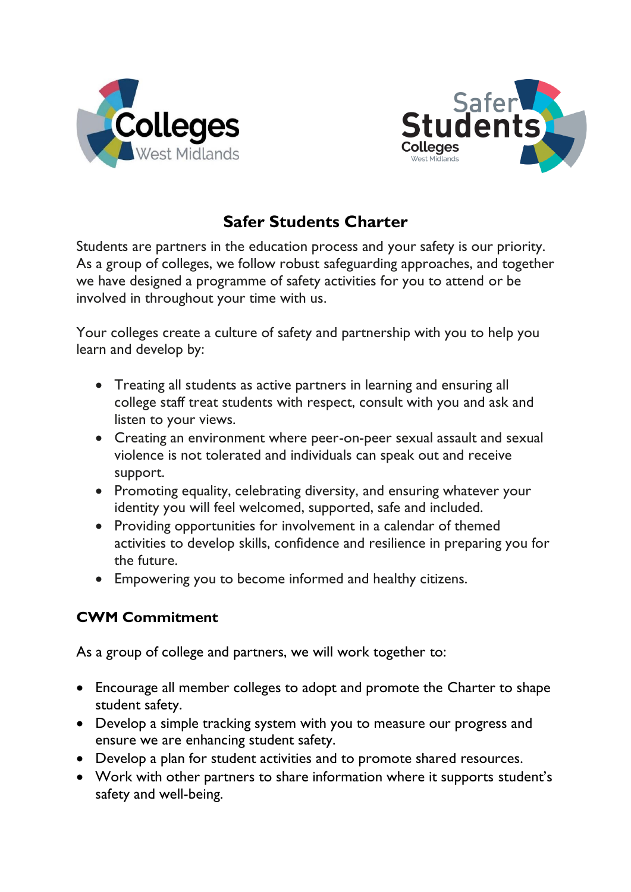# Safer Students Charter

Students are partners in the education process and your safety is our priority. As a group of colleges, we follow robust safeguarding approaches, and together we have designed a programme of safety activities for you to attend or be involved in throughout your time with us.

Your colleges create a culture of safety and partnership with you to help you learn and develop by:

- Treating all students as active partners in learning and ensuring all college staff treat students with respect, consult with you and ask and listen to your views.
- Creating an environment where peer-on-peer sexual assault and sexual violence is not tolerated and individuals can speak out and receive support.
- Promoting equality, celebrating diversity, and ensuring whatever your identity you will feel welcomed, supported, safe and included.
- Providing opportunities for involvement in a calendar of themed activities to develop skills, confidence and resilience in preparing you for the future.
- Empowering you to become informed and healthy citizens.

## CWM Commitment

As a group of college and partners, we will work together to:

- Encourage all member colleges to adopt and promote the Charter to shape student safety.
- Develop a simple tracking system with you to measure our progress and ensure we are enhancing student safety.
- Develop a plan for student activities and to promote shared resources.
- Work with other partners to share information where it supports student's safety and well-being.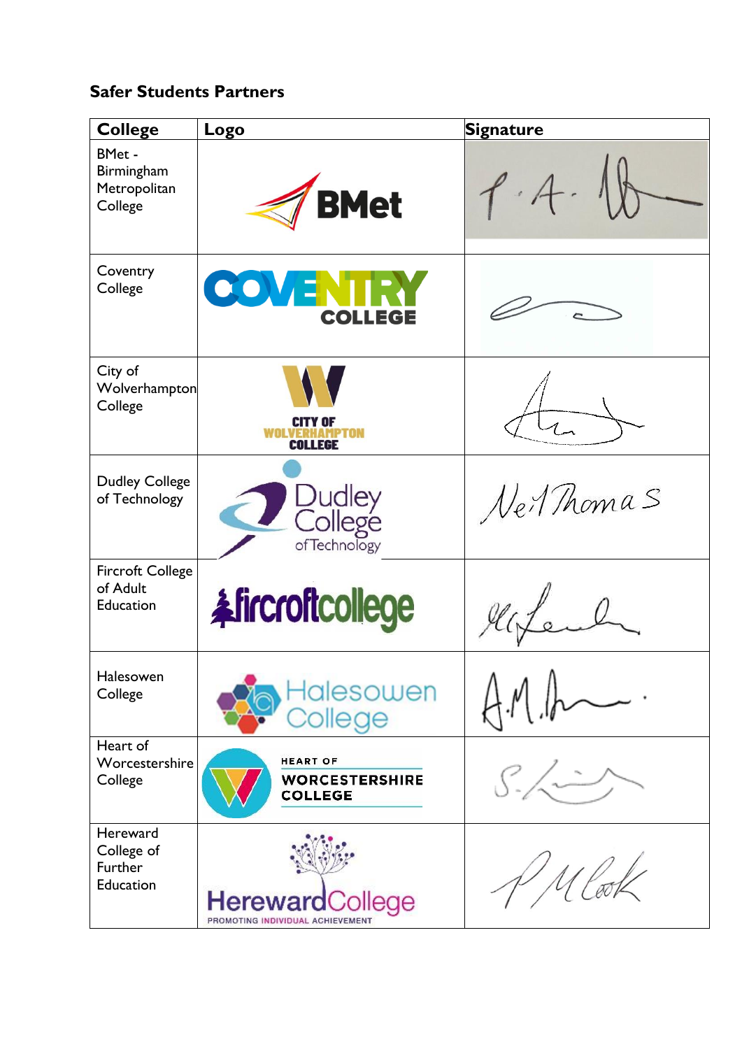## Safer Students Partners

| College | Logo | Signature |
|---|---|---|
| BMet - Birmingham Metropolitan College | BMet | |
| Coventry College | COVENTRY COLLEGE | |
| City of Wolverhampton College | CITY OF WOLVERHAMPTON COLLEGE | |
| Dudley College of Technology | Dudley College of Technology | Neil Thomas |
| Fircroft College of Adult Education | fircroftcollege | |
| Halesowen College | Halesowen College | |
| Heart of Worcestershire College | HEART OF WORCESTERSHIRE COLLEGE | |
| Hereward College of Further Education | HerewardCollege PROMOTING INDIVIDUAL ACHIEVEMENT | |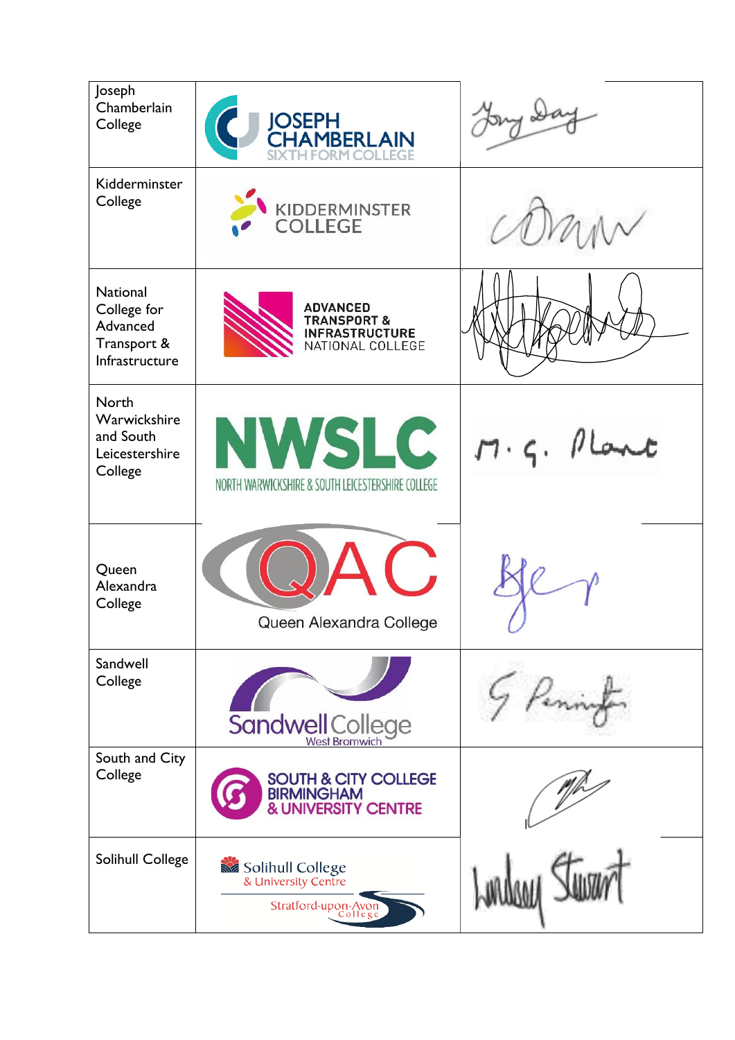| | | |
|---|---|---|
| Joseph Chamberlain College | JOSEPH CHAMBERLAIN SIXTH FORM COLLEGE | |
| Kidderminster College | KIDDERMINSTER COLLEGE | |
| National College for Advanced Transport & Infrastructure | ADVANCED TRANSPORT & INFRASTRUCTURE NATIONAL COLLEGE | |
| North Warwickshire and South Leicestershire College | NWSLC NORTH WARWICKSHIRE & SOUTH LEICESTERSHIRE COLLEGE | M. G. Plant |
| Queen Alexandra College | QAC Queen Alexandra College | |
| Sandwell College | Sandwell College West Bromwich | |
| South and City College | SOUTH & CITY COLLEGE BIRMINGHAM & UNIVERSITY CENTRE | |
| Solihull College | Solihull College & University Centre Stratford-upon-Avon College | Lindsay Stewart |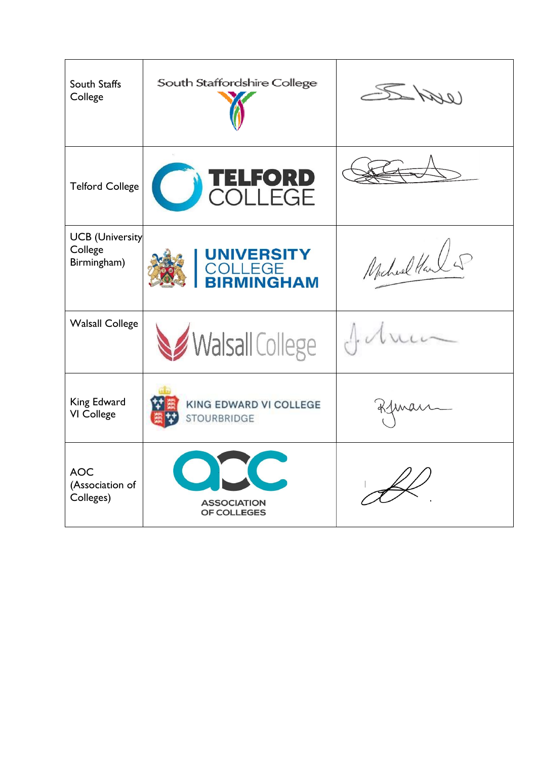| | | |
|---|---|---|
| South Staffs College | South Staffordshire College | |
| Telford College | TELFORD COLLEGE | |
| UCB (University College Birmingham) | UNIVERSITY COLLEGE BIRMINGHAM | |
| Walsall College | Walsall College | |
| King Edward VI College | KING EDWARD VI COLLEGE STOURBRIDGE | |
| AOC (Association of Colleges) | ASSOCIATION OF COLLEGES | |